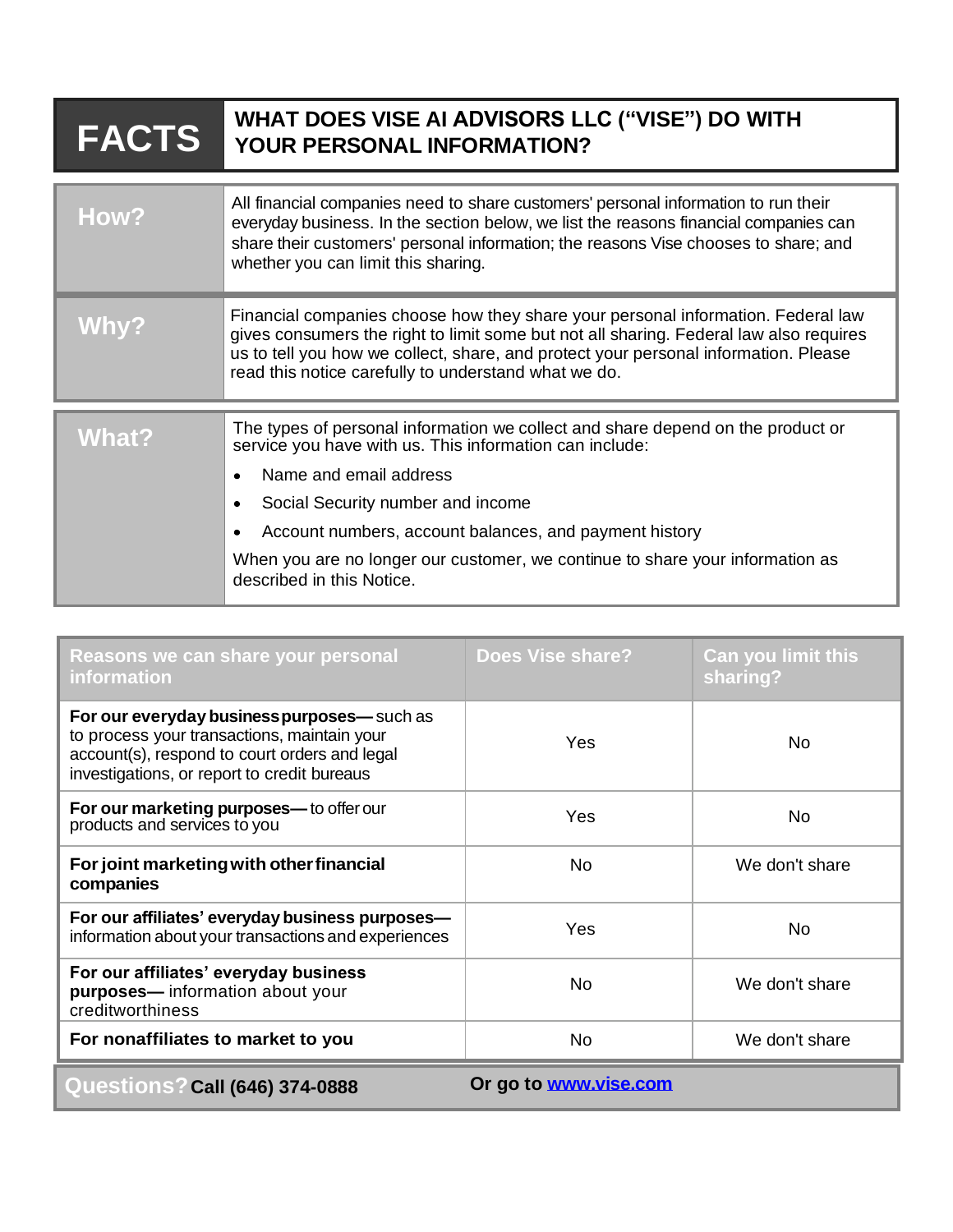# FACTS

## WHAT DOES VISE AI ADVISORS LLC ("VISE") DO WITH YOUR PERSONAL INFORMATION?

| | |
|---|---|
| **How?** | All financial companies need to share customers' personal information to run their everyday business. In the section below, we list the reasons financial companies can share their customers' personal information; the reasons Vise chooses to share; and whether you can limit this sharing. |
| **Why?** | Financial companies choose how they share your personal information. Federal law gives consumers the right to limit some but not all sharing. Federal law also requires us to tell you how we collect, share, and protect your personal information. Please read this notice carefully to understand what we do. |
| **What?** | The types of personal information we collect and share depend on the product or service you have with us. This information can include: <br>• Name and email address <br>• Social Security number and income <br>• Account numbers, account balances, and payment history <br>When you are no longer our customer, we continue to share your information as described in this Notice. |

| Reasons we can share your personal information | Does Vise share? | Can you limit this sharing? |
|---|---|---|
| **For our everyday business purposes—** such as to process your transactions, maintain your account(s), respond to court orders and legal investigations, or report to credit bureaus | Yes | No |
| **For our marketing purposes—** to offer our products and services to you | Yes | No |
| **For joint marketing with other financial companies** | No | We don't share |
| **For our affiliates' everyday business purposes—** information about your transactions and experiences | Yes | No |
| **For our affiliates' everyday business purposes—** information about your creditworthiness | No | We don't share |
| **For nonaffiliates to market to you** | No | We don't share |

**Questions?** **Call (646) 374-0888** **Or go to [www.vise.com](http://www.vise.com)**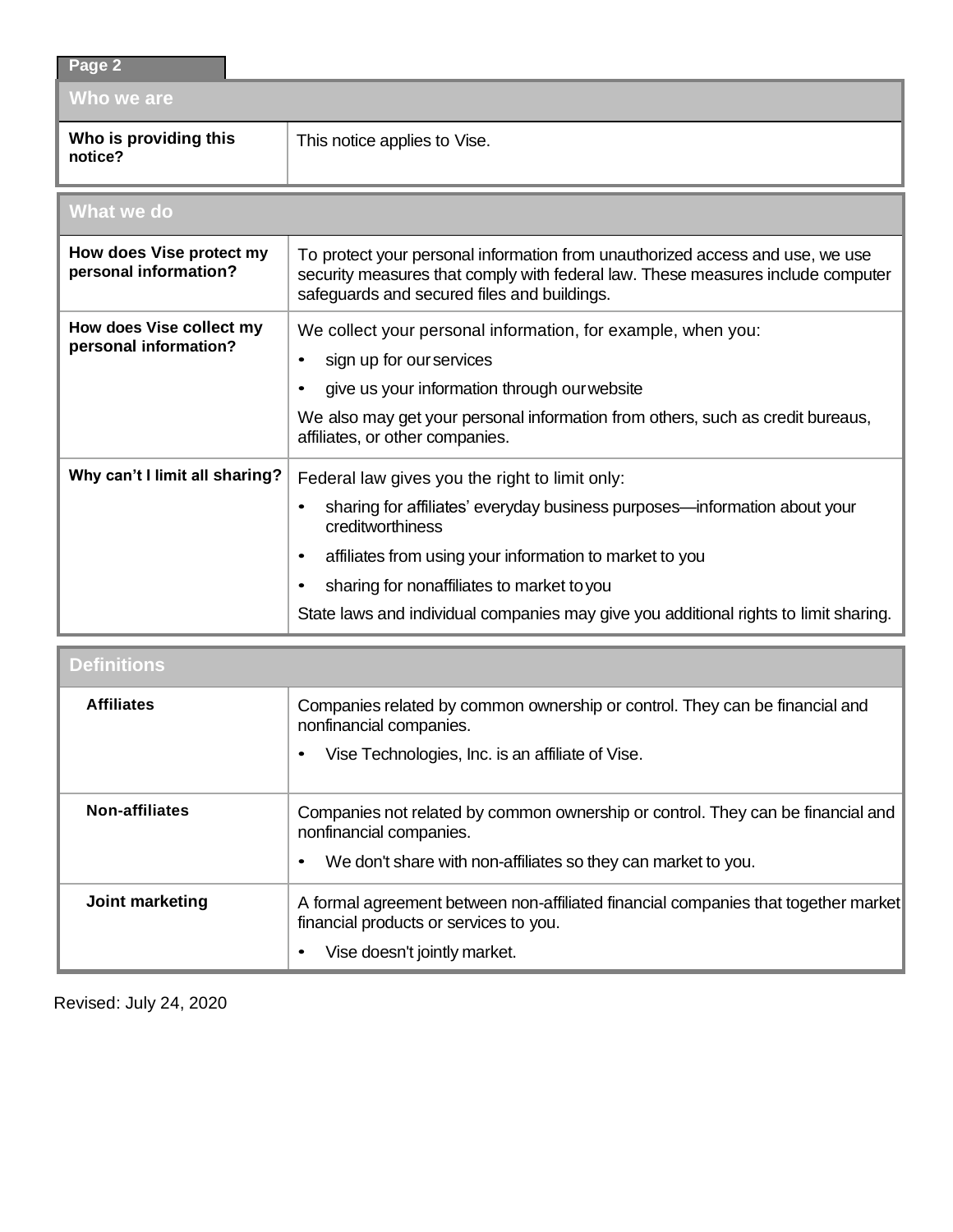| Who we are | |
|---|---|
| **Who is providing this notice?** | This notice applies to Vise. |

| What we do | |
|---|---|
| **How does Vise protect my personal information?** | To protect your personal information from unauthorized access and use, we use security measures that comply with federal law. These measures include computer safeguards and secured files and buildings. |
| **How does Vise collect my personal information?** | We collect your personal information, for example, when you:<br>• sign up for our services<br>• give us your information through our website<br>We also may get your personal information from others, such as credit bureaus, affiliates, or other companies. |
| **Why can't I limit all sharing?** | Federal law gives you the right to limit only:<br>• sharing for affiliates' everyday business purposes—information about your creditworthiness<br>• affiliates from using your information to market to you<br>• sharing for nonaffiliates to market to you<br>State laws and individual companies may give you additional rights to limit sharing. |

| Definitions | |
|---|---|
| **Affiliates** | Companies related by common ownership or control. They can be financial and nonfinancial companies.<br>• Vise Technologies, Inc. is an affiliate of Vise. |
| **Non-affiliates** | Companies not related by common ownership or control. They can be financial and nonfinancial companies.<br>• We don't share with non-affiliates so they can market to you. |
| **Joint marketing** | A formal agreement between non-affiliated financial companies that together market financial products or services to you.<br>• Vise doesn't jointly market. |

Revised: July 24, 2020